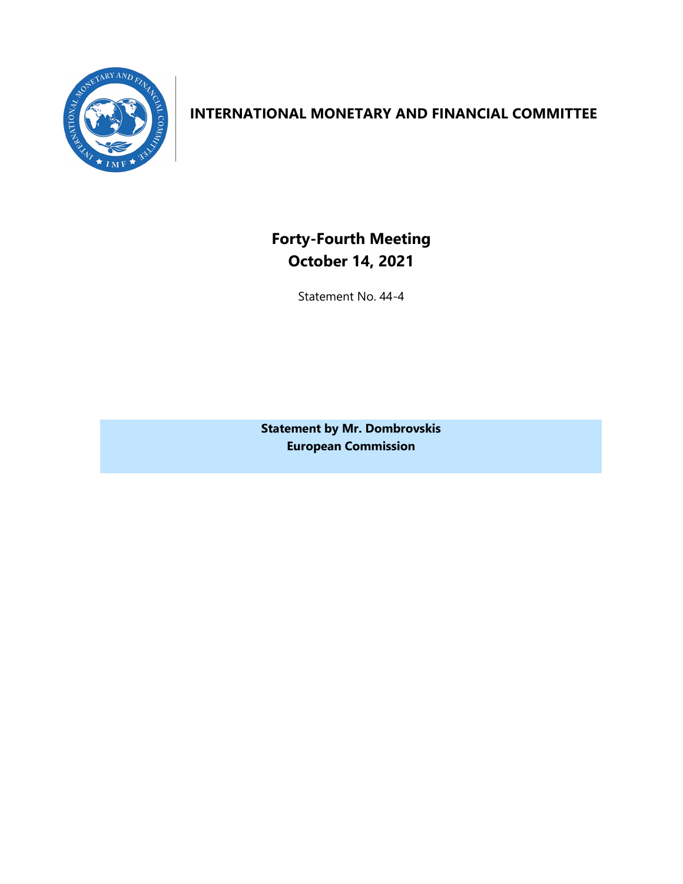# INTERNATIONAL MONETARY AND FINANCIAL COMMITTEE

## Forty-Fourth Meeting
## October 14, 2021

Statement No. 44-4

**Statement by Mr. Dombrovskis**
**European Commission**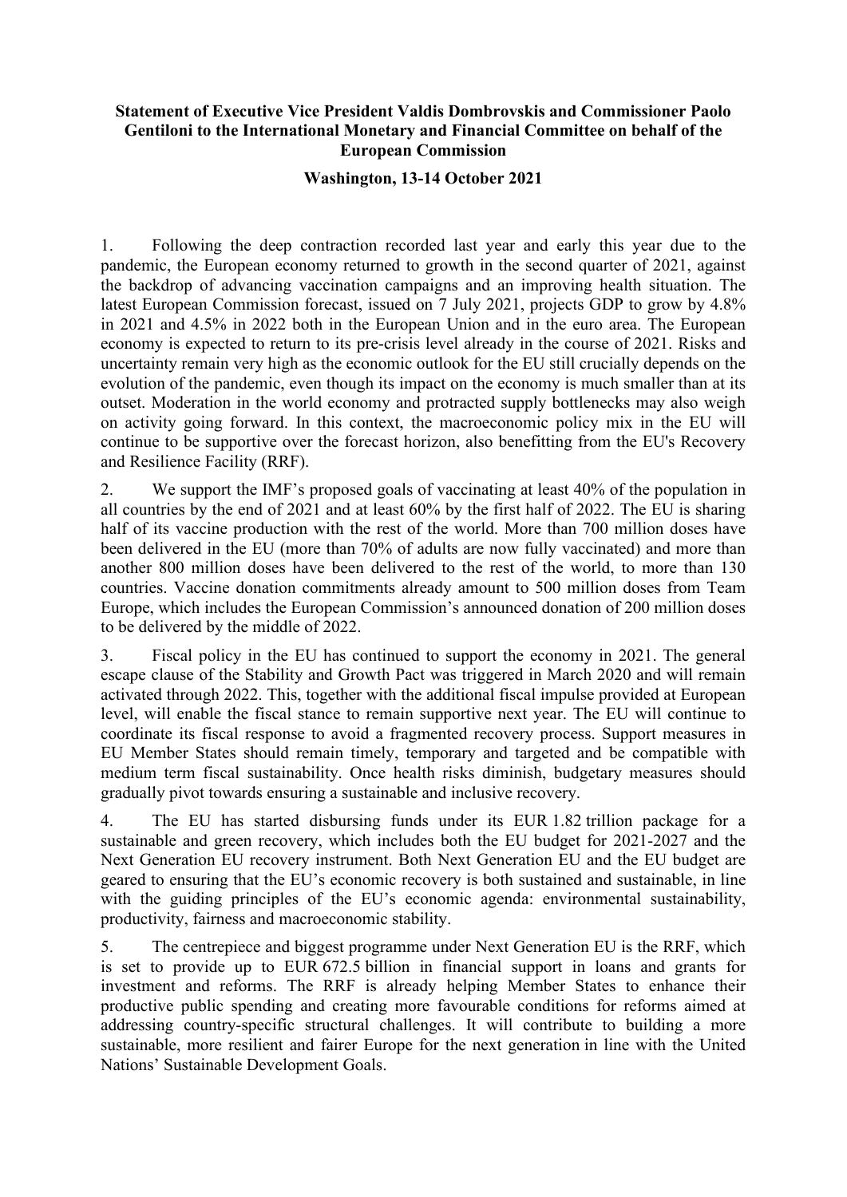**Statement of Executive Vice President Valdis Dombrovskis and Commissioner Paolo Gentiloni to the International Monetary and Financial Committee on behalf of the European Commission**

**Washington, 13-14 October 2021**

1. Following the deep contraction recorded last year and early this year due to the pandemic, the European economy returned to growth in the second quarter of 2021, against the backdrop of advancing vaccination campaigns and an improving health situation. The latest European Commission forecast, issued on 7 July 2021, projects GDP to grow by 4.8% in 2021 and 4.5% in 2022 both in the European Union and in the euro area. The European economy is expected to return to its pre-crisis level already in the course of 2021. Risks and uncertainty remain very high as the economic outlook for the EU still crucially depends on the evolution of the pandemic, even though its impact on the economy is much smaller than at its outset. Moderation in the world economy and protracted supply bottlenecks may also weigh on activity going forward. In this context, the macroeconomic policy mix in the EU will continue to be supportive over the forecast horizon, also benefitting from the EU's Recovery and Resilience Facility (RRF).

2. We support the IMF's proposed goals of vaccinating at least 40% of the population in all countries by the end of 2021 and at least 60% by the first half of 2022. The EU is sharing half of its vaccine production with the rest of the world. More than 700 million doses have been delivered in the EU (more than 70% of adults are now fully vaccinated) and more than another 800 million doses have been delivered to the rest of the world, to more than 130 countries. Vaccine donation commitments already amount to 500 million doses from Team Europe, which includes the European Commission's announced donation of 200 million doses to be delivered by the middle of 2022.

3. Fiscal policy in the EU has continued to support the economy in 2021. The general escape clause of the Stability and Growth Pact was triggered in March 2020 and will remain activated through 2022. This, together with the additional fiscal impulse provided at European level, will enable the fiscal stance to remain supportive next year. The EU will continue to coordinate its fiscal response to avoid a fragmented recovery process. Support measures in EU Member States should remain timely, temporary and targeted and be compatible with medium term fiscal sustainability. Once health risks diminish, budgetary measures should gradually pivot towards ensuring a sustainable and inclusive recovery.

4. The EU has started disbursing funds under its EUR 1.82 trillion package for a sustainable and green recovery, which includes both the EU budget for 2021-2027 and the Next Generation EU recovery instrument. Both Next Generation EU and the EU budget are geared to ensuring that the EU's economic recovery is both sustained and sustainable, in line with the guiding principles of the EU's economic agenda: environmental sustainability, productivity, fairness and macroeconomic stability.

5. The centrepiece and biggest programme under Next Generation EU is the RRF, which is set to provide up to EUR 672.5 billion in financial support in loans and grants for investment and reforms. The RRF is already helping Member States to enhance their productive public spending and creating more favourable conditions for reforms aimed at addressing country-specific structural challenges. It will contribute to building a more sustainable, more resilient and fairer Europe for the next generation in line with the United Nations' Sustainable Development Goals.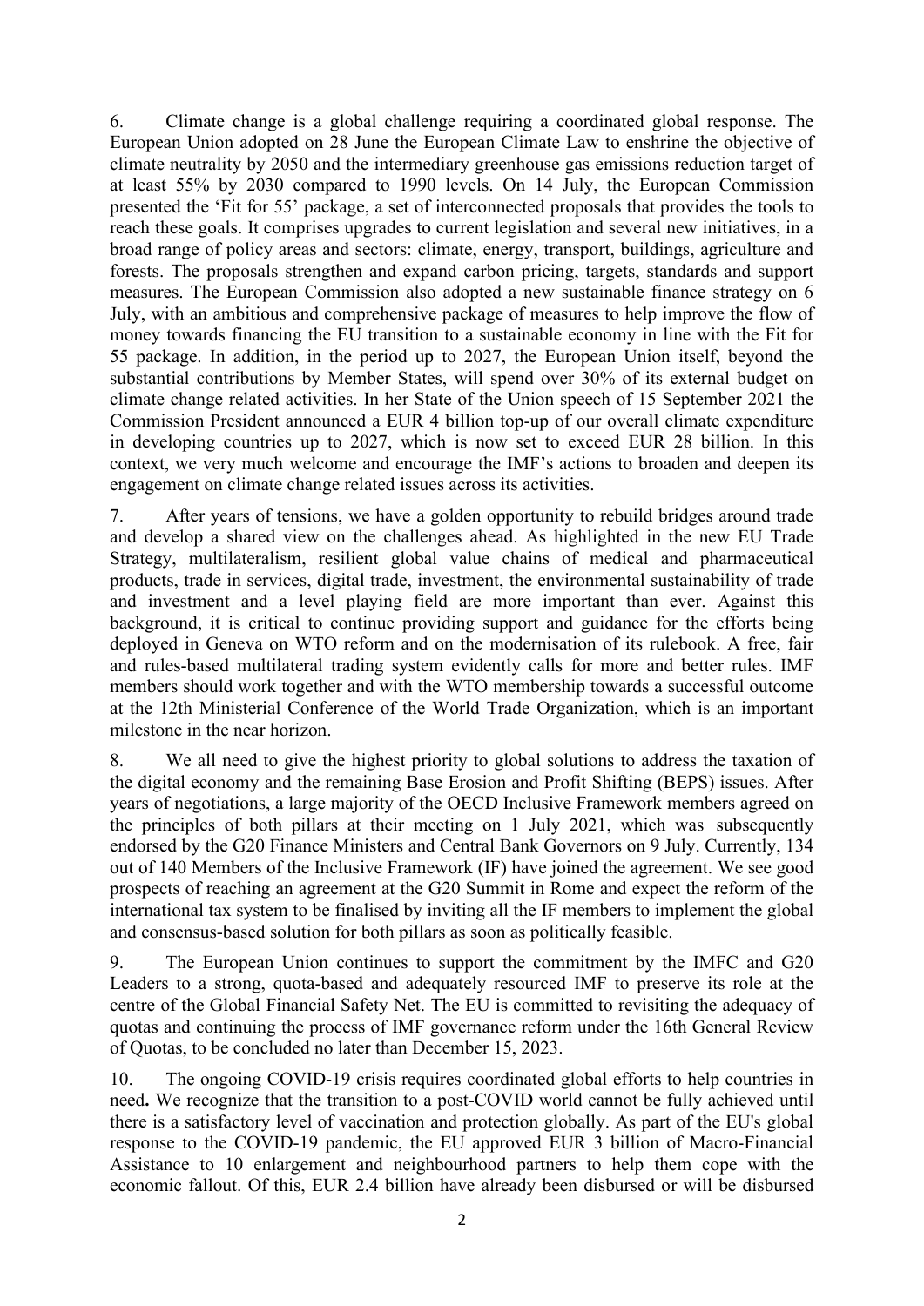6. Climate change is a global challenge requiring a coordinated global response. The European Union adopted on 28 June the European Climate Law to enshrine the objective of climate neutrality by 2050 and the intermediary greenhouse gas emissions reduction target of at least 55% by 2030 compared to 1990 levels. On 14 July, the European Commission presented the 'Fit for 55' package, a set of interconnected proposals that provides the tools to reach these goals. It comprises upgrades to current legislation and several new initiatives, in a broad range of policy areas and sectors: climate, energy, transport, buildings, agriculture and forests. The proposals strengthen and expand carbon pricing, targets, standards and support measures. The European Commission also adopted a new sustainable finance strategy on 6 July, with an ambitious and comprehensive package of measures to help improve the flow of money towards financing the EU transition to a sustainable economy in line with the Fit for 55 package. In addition, in the period up to 2027, the European Union itself, beyond the substantial contributions by Member States, will spend over 30% of its external budget on climate change related activities. In her State of the Union speech of 15 September 2021 the Commission President announced a EUR 4 billion top-up of our overall climate expenditure in developing countries up to 2027, which is now set to exceed EUR 28 billion. In this context, we very much welcome and encourage the IMF's actions to broaden and deepen its engagement on climate change related issues across its activities.

7. After years of tensions, we have a golden opportunity to rebuild bridges around trade and develop a shared view on the challenges ahead. As highlighted in the new EU Trade Strategy, multilateralism, resilient global value chains of medical and pharmaceutical products, trade in services, digital trade, investment, the environmental sustainability of trade and investment and a level playing field are more important than ever. Against this background, it is critical to continue providing support and guidance for the efforts being deployed in Geneva on WTO reform and on the modernisation of its rulebook. A free, fair and rules-based multilateral trading system evidently calls for more and better rules. IMF members should work together and with the WTO membership towards a successful outcome at the 12th Ministerial Conference of the World Trade Organization, which is an important milestone in the near horizon.

8. We all need to give the highest priority to global solutions to address the taxation of the digital economy and the remaining Base Erosion and Profit Shifting (BEPS) issues. After years of negotiations, a large majority of the OECD Inclusive Framework members agreed on the principles of both pillars at their meeting on 1 July 2021, which was subsequently endorsed by the G20 Finance Ministers and Central Bank Governors on 9 July. Currently, 134 out of 140 Members of the Inclusive Framework (IF) have joined the agreement. We see good prospects of reaching an agreement at the G20 Summit in Rome and expect the reform of the international tax system to be finalised by inviting all the IF members to implement the global and consensus-based solution for both pillars as soon as politically feasible.

9. The European Union continues to support the commitment by the IMFC and G20 Leaders to a strong, quota-based and adequately resourced IMF to preserve its role at the centre of the Global Financial Safety Net. The EU is committed to revisiting the adequacy of quotas and continuing the process of IMF governance reform under the 16th General Review of Quotas, to be concluded no later than December 15, 2023.

10. The ongoing COVID-19 crisis requires coordinated global efforts to help countries in need**.** We recognize that the transition to a post-COVID world cannot be fully achieved until there is a satisfactory level of vaccination and protection globally. As part of the EU's global response to the COVID-19 pandemic, the EU approved EUR 3 billion of Macro-Financial Assistance to 10 enlargement and neighbourhood partners to help them cope with the economic fallout. Of this, EUR 2.4 billion have already been disbursed or will be disbursed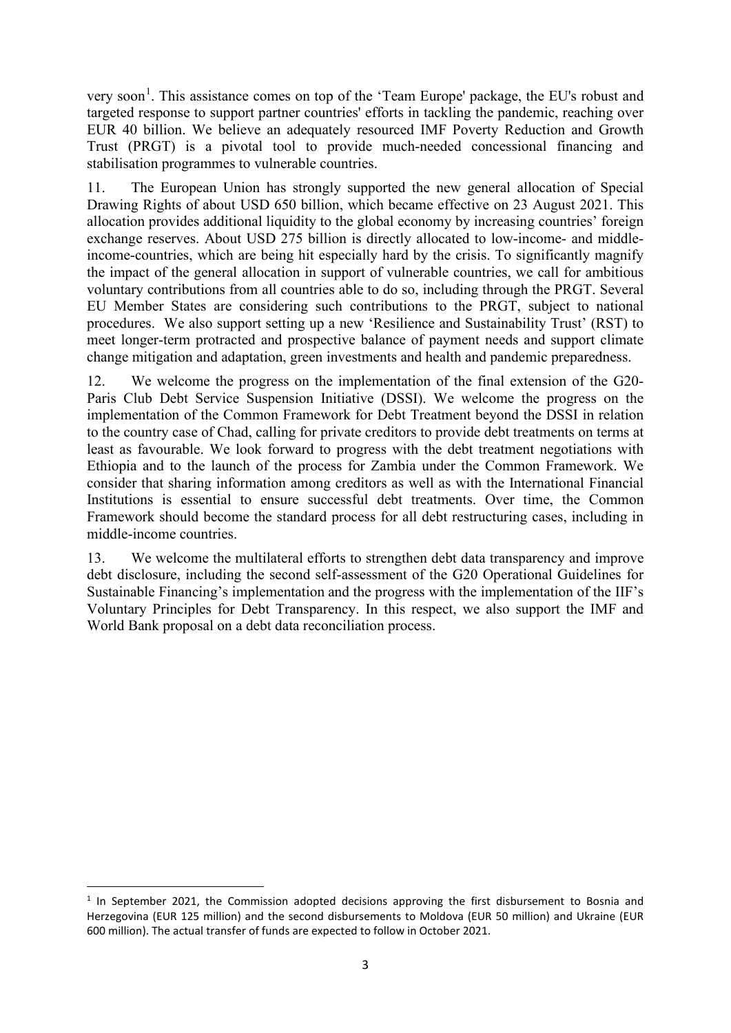very soon[1]. This assistance comes on top of the 'Team Europe' package, the EU's robust and targeted response to support partner countries' efforts in tackling the pandemic, reaching over EUR 40 billion. We believe an adequately resourced IMF Poverty Reduction and Growth Trust (PRGT) is a pivotal tool to provide much-needed concessional financing and stabilisation programmes to vulnerable countries.

11. The European Union has strongly supported the new general allocation of Special Drawing Rights of about USD 650 billion, which became effective on 23 August 2021. This allocation provides additional liquidity to the global economy by increasing countries' foreign exchange reserves. About USD 275 billion is directly allocated to low-income- and middle-income-countries, which are being hit especially hard by the crisis. To significantly magnify the impact of the general allocation in support of vulnerable countries, we call for ambitious voluntary contributions from all countries able to do so, including through the PRGT. Several EU Member States are considering such contributions to the PRGT, subject to national procedures. We also support setting up a new 'Resilience and Sustainability Trust' (RST) to meet longer-term protracted and prospective balance of payment needs and support climate change mitigation and adaptation, green investments and health and pandemic preparedness.

12. We welcome the progress on the implementation of the final extension of the G20-Paris Club Debt Service Suspension Initiative (DSSI). We welcome the progress on the implementation of the Common Framework for Debt Treatment beyond the DSSI in relation to the country case of Chad, calling for private creditors to provide debt treatments on terms at least as favourable. We look forward to progress with the debt treatment negotiations with Ethiopia and to the launch of the process for Zambia under the Common Framework. We consider that sharing information among creditors as well as with the International Financial Institutions is essential to ensure successful debt treatments. Over time, the Common Framework should become the standard process for all debt restructuring cases, including in middle-income countries.

13. We welcome the multilateral efforts to strengthen debt data transparency and improve debt disclosure, including the second self-assessment of the G20 Operational Guidelines for Sustainable Financing's implementation and the progress with the implementation of the IIF's Voluntary Principles for Debt Transparency. In this respect, we also support the IMF and World Bank proposal on a debt data reconciliation process.

---

[1] In September 2021, the Commission adopted decisions approving the first disbursement to Bosnia and Herzegovina (EUR 125 million) and the second disbursements to Moldova (EUR 50 million) and Ukraine (EUR 600 million). The actual transfer of funds are expected to follow in October 2021.